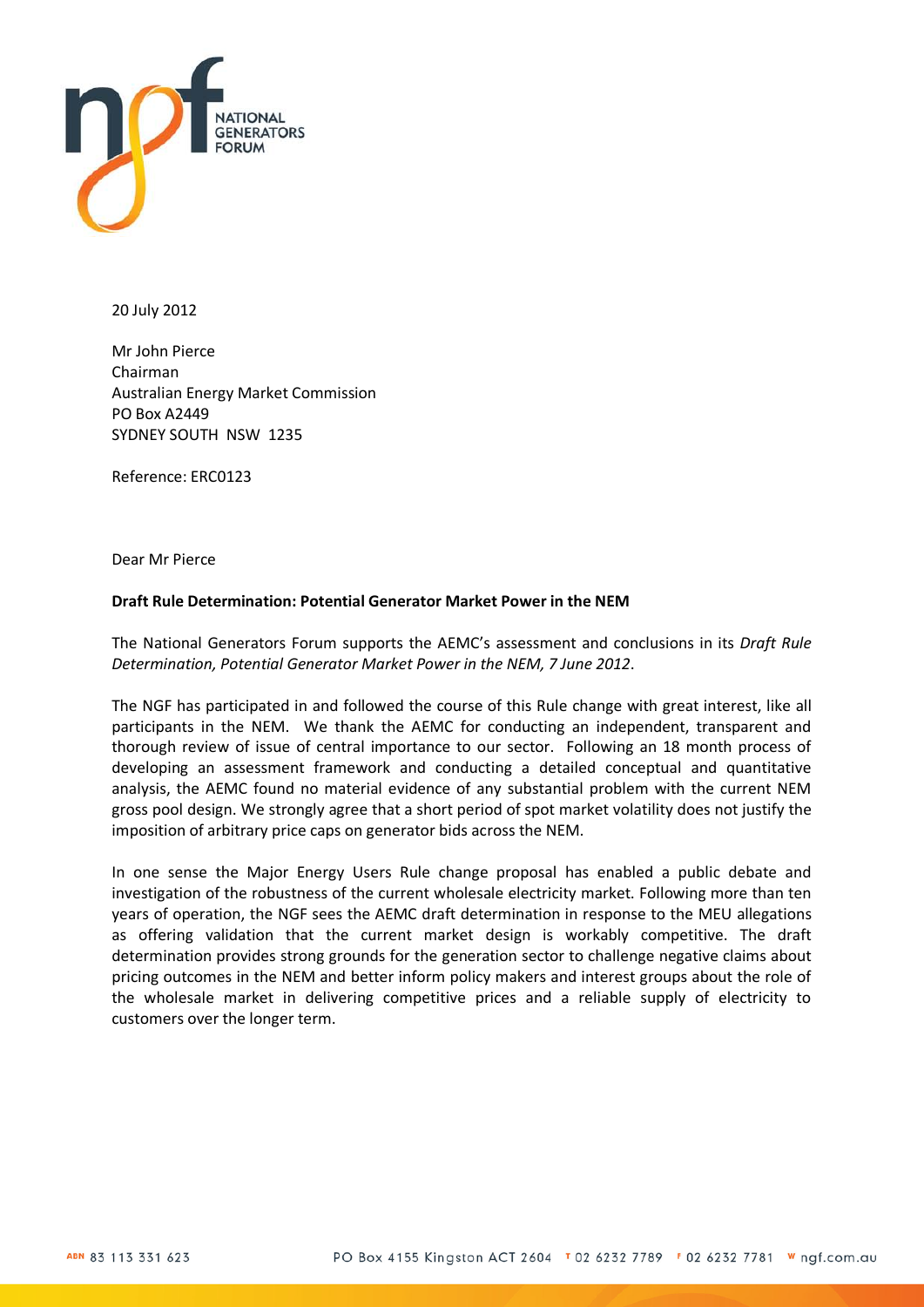NATIONAL GENERATORS FORUM

20 July 2012

Mr John Pierce
Chairman
Australian Energy Market Commission
PO Box A2449
SYDNEY SOUTH NSW 1235

Reference: ERC0123

Dear Mr Pierce

**Draft Rule Determination: Potential Generator Market Power in the NEM**

The National Generators Forum supports the AEMC's assessment and conclusions in its *Draft Rule Determination, Potential Generator Market Power in the NEM, 7 June 2012*.

The NGF has participated in and followed the course of this Rule change with great interest, like all participants in the NEM. We thank the AEMC for conducting an independent, transparent and thorough review of issue of central importance to our sector. Following an 18 month process of developing an assessment framework and conducting a detailed conceptual and quantitative analysis, the AEMC found no material evidence of any substantial problem with the current NEM gross pool design. We strongly agree that a short period of spot market volatility does not justify the imposition of arbitrary price caps on generator bids across the NEM.

In one sense the Major Energy Users Rule change proposal has enabled a public debate and investigation of the robustness of the current wholesale electricity market. Following more than ten years of operation, the NGF sees the AEMC draft determination in response to the MEU allegations as offering validation that the current market design is workably competitive. The draft determination provides strong grounds for the generation sector to challenge negative claims about pricing outcomes in the NEM and better inform policy makers and interest groups about the role of the wholesale market in delivering competitive prices and a reliable supply of electricity to customers over the longer term.

ABN 83 113 331 623 PO Box 4155 Kingston ACT 2604 T 02 6232 7789 F 02 6232 7781 W ngf.com.au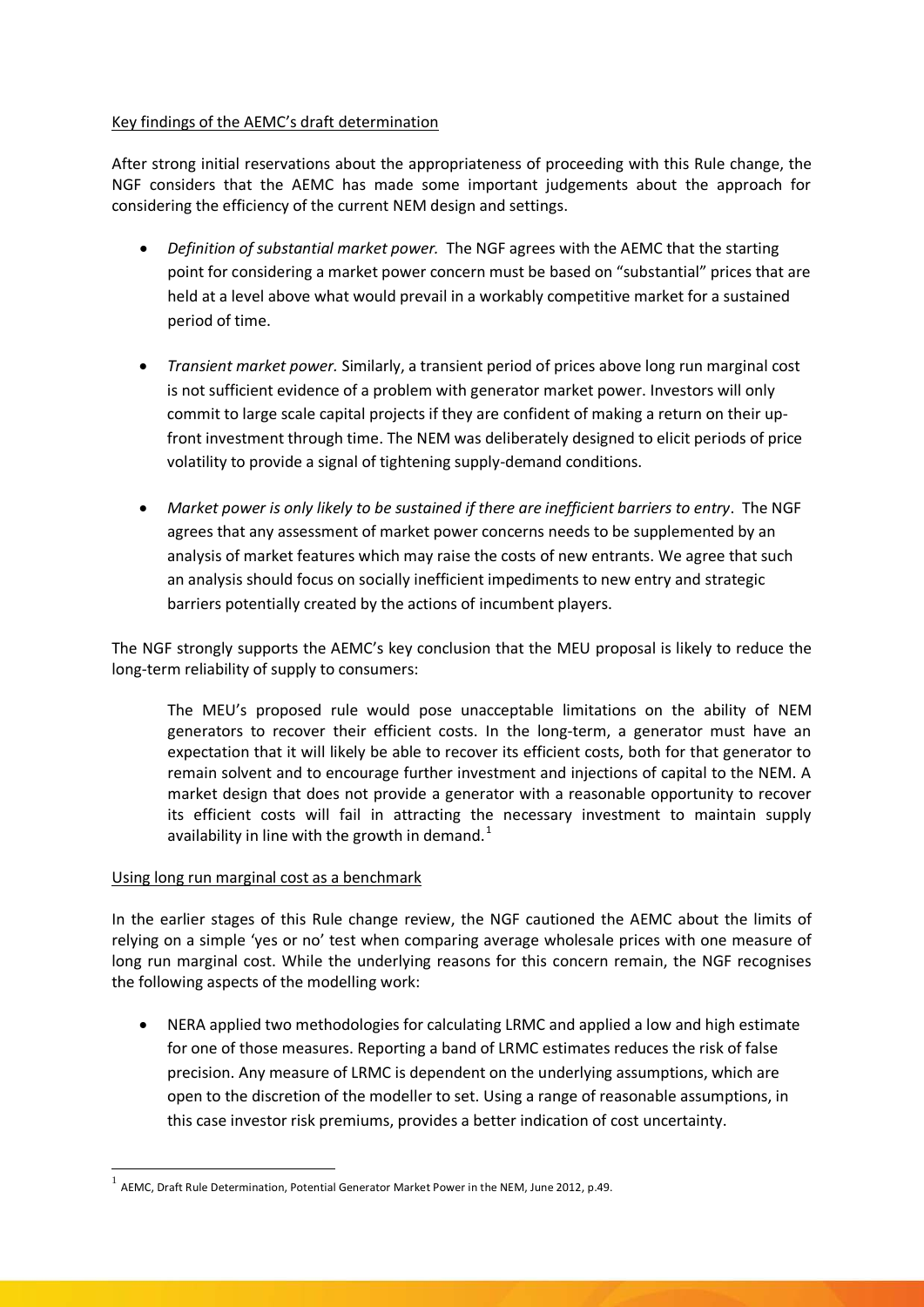Key findings of the AEMC's draft determination

After strong initial reservations about the appropriateness of proceeding with this Rule change, the NGF considers that the AEMC has made some important judgements about the approach for considering the efficiency of the current NEM design and settings.

- *Definition of substantial market power.* The NGF agrees with the AEMC that the starting point for considering a market power concern must be based on "substantial" prices that are held at a level above what would prevail in a workably competitive market for a sustained period of time.

- *Transient market power.* Similarly, a transient period of prices above long run marginal cost is not sufficient evidence of a problem with generator market power. Investors will only commit to large scale capital projects if they are confident of making a return on their up-front investment through time. The NEM was deliberately designed to elicit periods of price volatility to provide a signal of tightening supply-demand conditions.

- *Market power is only likely to be sustained if there are inefficient barriers to entry*. The NGF agrees that any assessment of market power concerns needs to be supplemented by an analysis of market features which may raise the costs of new entrants. We agree that such an analysis should focus on socially inefficient impediments to new entry and strategic barriers potentially created by the actions of incumbent players.

The NGF strongly supports the AEMC's key conclusion that the MEU proposal is likely to reduce the long-term reliability of supply to consumers:

> The MEU's proposed rule would pose unacceptable limitations on the ability of NEM generators to recover their efficient costs. In the long-term, a generator must have an expectation that it will likely be able to recover its efficient costs, both for that generator to remain solvent and to encourage further investment and injections of capital to the NEM. A market design that does not provide a generator with a reasonable opportunity to recover its efficient costs will fail in attracting the necessary investment to maintain supply availability in line with the growth in demand.[1]

Using long run marginal cost as a benchmark

In the earlier stages of this Rule change review, the NGF cautioned the AEMC about the limits of relying on a simple 'yes or no' test when comparing average wholesale prices with one measure of long run marginal cost. While the underlying reasons for this concern remain, the NGF recognises the following aspects of the modelling work:

- NERA applied two methodologies for calculating LRMC and applied a low and high estimate for one of those measures. Reporting a band of LRMC estimates reduces the risk of false precision. Any measure of LRMC is dependent on the underlying assumptions, which are open to the discretion of the modeller to set. Using a range of reasonable assumptions, in this case investor risk premiums, provides a better indication of cost uncertainty.

[1] AEMC, Draft Rule Determination, Potential Generator Market Power in the NEM, June 2012, p.49.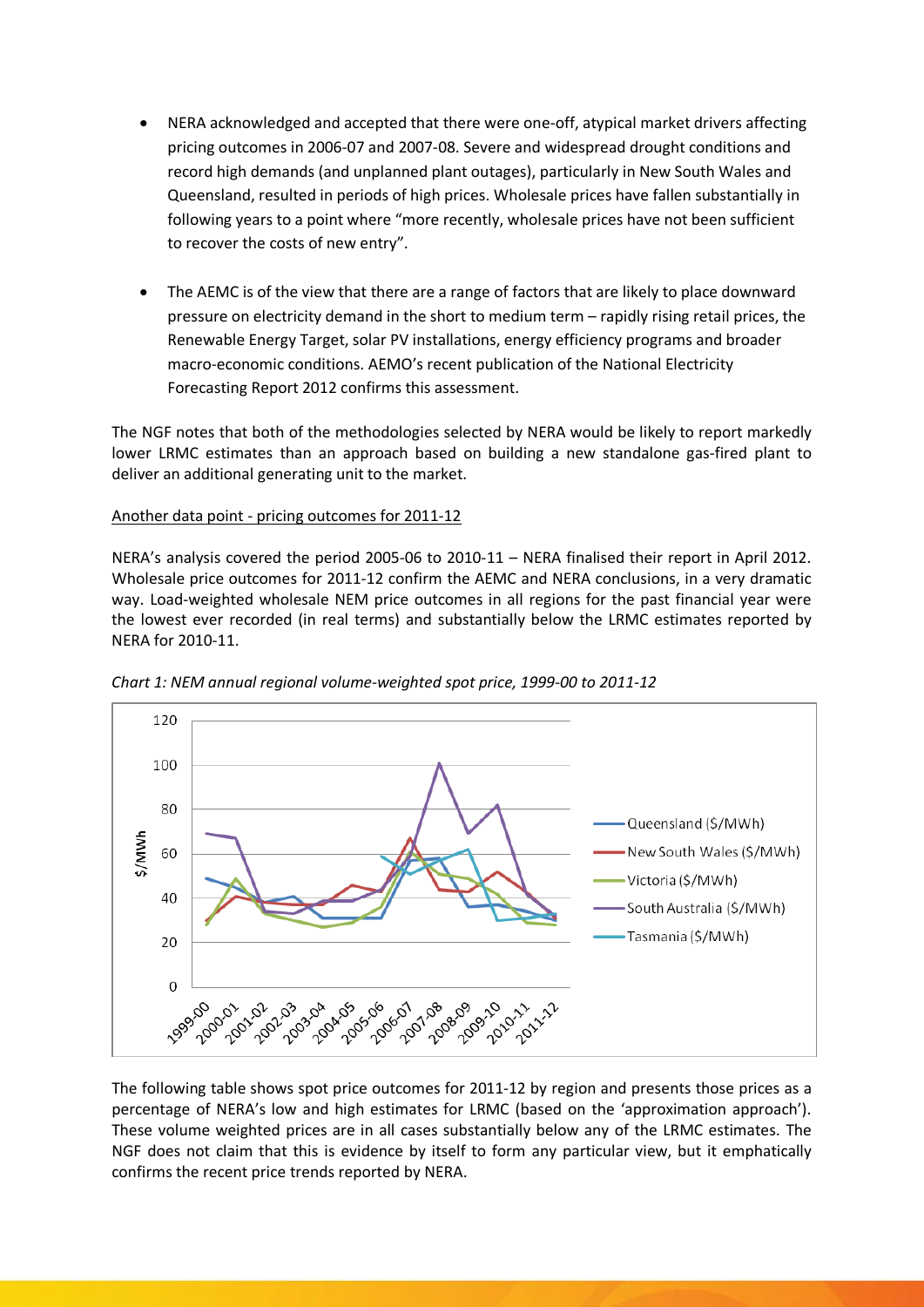- NERA acknowledged and accepted that there were one-off, atypical market drivers affecting pricing outcomes in 2006-07 and 2007-08. Severe and widespread drought conditions and record high demands (and unplanned plant outages), particularly in New South Wales and Queensland, resulted in periods of high prices. Wholesale prices have fallen substantially in following years to a point where "more recently, wholesale prices have not been sufficient to recover the costs of new entry".

- The AEMC is of the view that there are a range of factors that are likely to place downward pressure on electricity demand in the short to medium term – rapidly rising retail prices, the Renewable Energy Target, solar PV installations, energy efficiency programs and broader macro-economic conditions. AEMO's recent publication of the National Electricity Forecasting Report 2012 confirms this assessment.

The NGF notes that both of the methodologies selected by NERA would be likely to report markedly lower LRMC estimates than an approach based on building a new standalone gas-fired plant to deliver an additional generating unit to the market.

Another data point - pricing outcomes for 2011-12

NERA's analysis covered the period 2005-06 to 2010-11 – NERA finalised their report in April 2012. Wholesale price outcomes for 2011-12 confirm the AEMC and NERA conclusions, in a very dramatic way. Load-weighted wholesale NEM price outcomes in all regions for the past financial year were the lowest ever recorded (in real terms) and substantially below the LRMC estimates reported by NERA for 2010-11.

*Chart 1: NEM annual regional volume-weighted spot price, 1999-00 to 2011-12*

The following table shows spot price outcomes for 2011-12 by region and presents those prices as a percentage of NERA's low and high estimates for LRMC (based on the 'approximation approach'). These volume weighted prices are in all cases substantially below any of the LRMC estimates. The NGF does not claim that this is evidence by itself to form any particular view, but it emphatically confirms the recent price trends reported by NERA.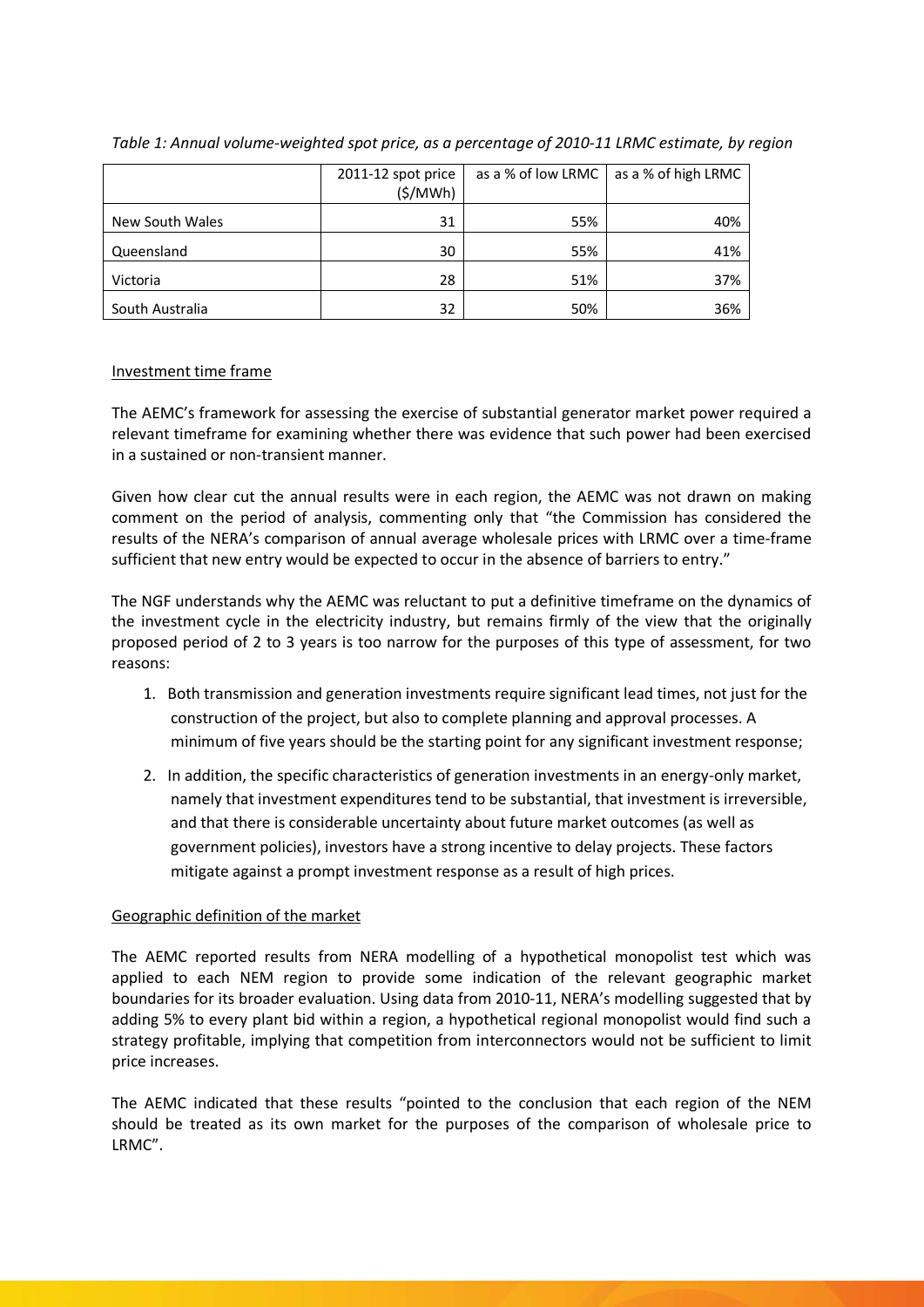*Table 1: Annual volume-weighted spot price, as a percentage of 2010-11 LRMC estimate, by region*

| | 2011-12 spot price ($/MWh) | as a % of low LRMC | as a % of high LRMC |
|---|---|---|---|
| New South Wales | 31 | 55% | 40% |
| Queensland | 30 | 55% | 41% |
| Victoria | 28 | 51% | 37% |
| South Australia | 32 | 50% | 36% |

<u>Investment time frame</u>

The AEMC's framework for assessing the exercise of substantial generator market power required a relevant timeframe for examining whether there was evidence that such power had been exercised in a sustained or non-transient manner.

Given how clear cut the annual results were in each region, the AEMC was not drawn on making comment on the period of analysis, commenting only that "the Commission has considered the results of the NERA's comparison of annual average wholesale prices with LRMC over a time-frame sufficient that new entry would be expected to occur in the absence of barriers to entry."

The NGF understands why the AEMC was reluctant to put a definitive timeframe on the dynamics of the investment cycle in the electricity industry, but remains firmly of the view that the originally proposed period of 2 to 3 years is too narrow for the purposes of this type of assessment, for two reasons:

1. Both transmission and generation investments require significant lead times, not just for the construction of the project, but also to complete planning and approval processes. A minimum of five years should be the starting point for any significant investment response;
2. In addition, the specific characteristics of generation investments in an energy-only market, namely that investment expenditures tend to be substantial, that investment is irreversible, and that there is considerable uncertainty about future market outcomes (as well as government policies), investors have a strong incentive to delay projects. These factors mitigate against a prompt investment response as a result of high prices.

<u>Geographic definition of the market</u>

The AEMC reported results from NERA modelling of a hypothetical monopolist test which was applied to each NEM region to provide some indication of the relevant geographic market boundaries for its broader evaluation. Using data from 2010-11, NERA's modelling suggested that by adding 5% to every plant bid within a region, a hypothetical regional monopolist would find such a strategy profitable, implying that competition from interconnectors would not be sufficient to limit price increases.

The AEMC indicated that these results "pointed to the conclusion that each region of the NEM should be treated as its own market for the purposes of the comparison of wholesale price to LRMC".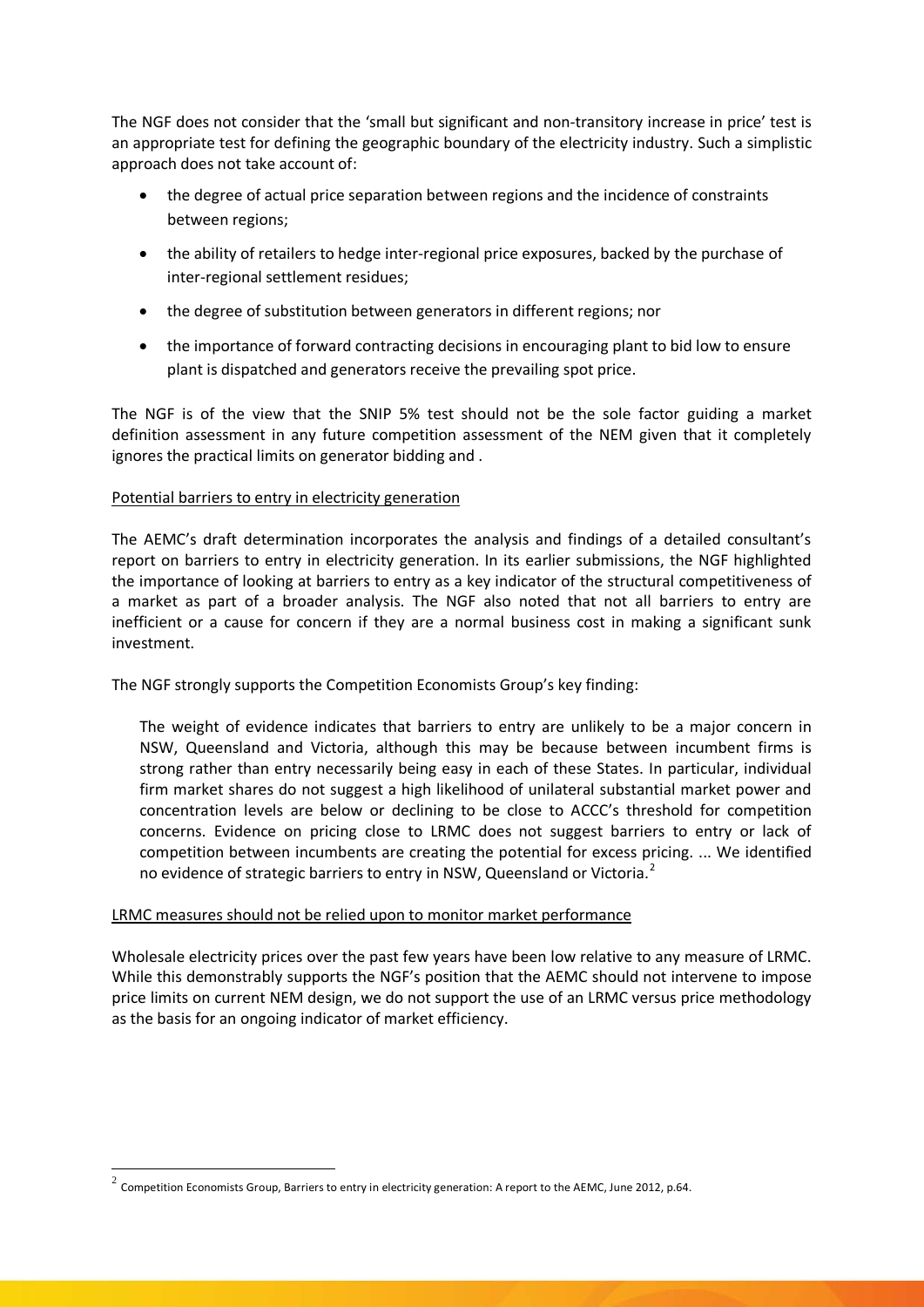The NGF does not consider that the 'small but significant and non-transitory increase in price' test is an appropriate test for defining the geographic boundary of the electricity industry. Such a simplistic approach does not take account of:

- the degree of actual price separation between regions and the incidence of constraints between regions;
- the ability of retailers to hedge inter-regional price exposures, backed by the purchase of inter-regional settlement residues;
- the degree of substitution between generators in different regions; nor
- the importance of forward contracting decisions in encouraging plant to bid low to ensure plant is dispatched and generators receive the prevailing spot price.

The NGF is of the view that the SNIP 5% test should not be the sole factor guiding a market definition assessment in any future competition assessment of the NEM given that it completely ignores the practical limits on generator bidding and .

Potential barriers to entry in electricity generation

The AEMC's draft determination incorporates the analysis and findings of a detailed consultant's report on barriers to entry in electricity generation. In its earlier submissions, the NGF highlighted the importance of looking at barriers to entry as a key indicator of the structural competitiveness of a market as part of a broader analysis. The NGF also noted that not all barriers to entry are inefficient or a cause for concern if they are a normal business cost in making a significant sunk investment.

The NGF strongly supports the Competition Economists Group's key finding:

> The weight of evidence indicates that barriers to entry are unlikely to be a major concern in NSW, Queensland and Victoria, although this may be because between incumbent firms is strong rather than entry necessarily being easy in each of these States. In particular, individual firm market shares do not suggest a high likelihood of unilateral substantial market power and concentration levels are below or declining to be close to ACCC's threshold for competition concerns. Evidence on pricing close to LRMC does not suggest barriers to entry or lack of competition between incumbents are creating the potential for excess pricing. ... We identified no evidence of strategic barriers to entry in NSW, Queensland or Victoria.[2]

LRMC measures should not be relied upon to monitor market performance

Wholesale electricity prices over the past few years have been low relative to any measure of LRMC. While this demonstrably supports the NGF's position that the AEMC should not intervene to impose price limits on current NEM design, we do not support the use of an LRMC versus price methodology as the basis for an ongoing indicator of market efficiency.

[2] Competition Economists Group, Barriers to entry in electricity generation: A report to the AEMC, June 2012, p.64.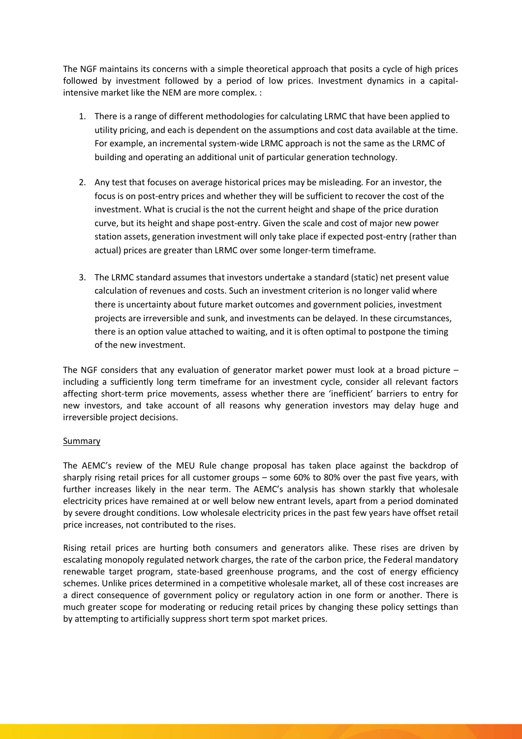The NGF maintains its concerns with a simple theoretical approach that posits a cycle of high prices followed by investment followed by a period of low prices. Investment dynamics in a capital-intensive market like the NEM are more complex. :

1. There is a range of different methodologies for calculating LRMC that have been applied to utility pricing, and each is dependent on the assumptions and cost data available at the time. For example, an incremental system-wide LRMC approach is not the same as the LRMC of building and operating an additional unit of particular generation technology.

2. Any test that focuses on average historical prices may be misleading. For an investor, the focus is on post-entry prices and whether they will be sufficient to recover the cost of the investment. What is crucial is the not the current height and shape of the price duration curve, but its height and shape post-entry. Given the scale and cost of major new power station assets, generation investment will only take place if expected post-entry (rather than actual) prices are greater than LRMC over some longer-term timeframe.

3. The LRMC standard assumes that investors undertake a standard (static) net present value calculation of revenues and costs. Such an investment criterion is no longer valid where there is uncertainty about future market outcomes and government policies, investment projects are irreversible and sunk, and investments can be delayed. In these circumstances, there is an option value attached to waiting, and it is often optimal to postpone the timing of the new investment.

The NGF considers that any evaluation of generator market power must look at a broad picture – including a sufficiently long term timeframe for an investment cycle, consider all relevant factors affecting short-term price movements, assess whether there are 'inefficient' barriers to entry for new investors, and take account of all reasons why generation investors may delay huge and irreversible project decisions.

<u>Summary</u>

The AEMC's review of the MEU Rule change proposal has taken place against the backdrop of sharply rising retail prices for all customer groups – some 60% to 80% over the past five years, with further increases likely in the near term. The AEMC's analysis has shown starkly that wholesale electricity prices have remained at or well below new entrant levels, apart from a period dominated by severe drought conditions. Low wholesale electricity prices in the past few years have offset retail price increases, not contributed to the rises.

Rising retail prices are hurting both consumers and generators alike. These rises are driven by escalating monopoly regulated network charges, the rate of the carbon price, the Federal mandatory renewable target program, state-based greenhouse programs, and the cost of energy efficiency schemes. Unlike prices determined in a competitive wholesale market, all of these cost increases are a direct consequence of government policy or regulatory action in one form or another. There is much greater scope for moderating or reducing retail prices by changing these policy settings than by attempting to artificially suppress short term spot market prices.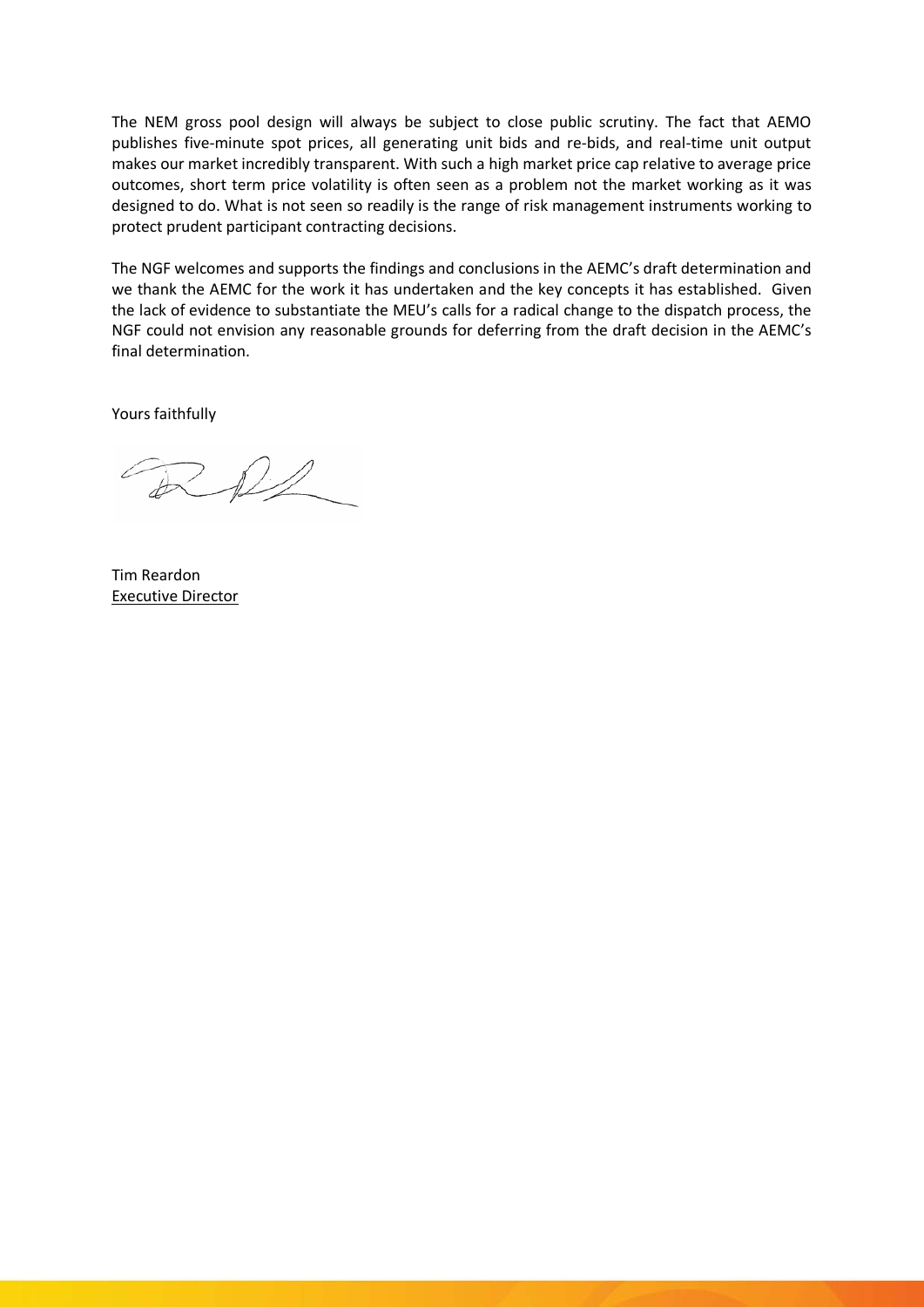The NEM gross pool design will always be subject to close public scrutiny. The fact that AEMO publishes five-minute spot prices, all generating unit bids and re-bids, and real-time unit output makes our market incredibly transparent. With such a high market price cap relative to average price outcomes, short term price volatility is often seen as a problem not the market working as it was designed to do. What is not seen so readily is the range of risk management instruments working to protect prudent participant contracting decisions.

The NGF welcomes and supports the findings and conclusions in the AEMC's draft determination and we thank the AEMC for the work it has undertaken and the key concepts it has established. Given the lack of evidence to substantiate the MEU's calls for a radical change to the dispatch process, the NGF could not envision any reasonable grounds for deferring from the draft decision in the AEMC's final determination.

Yours faithfully

Tim Reardon
Executive Director